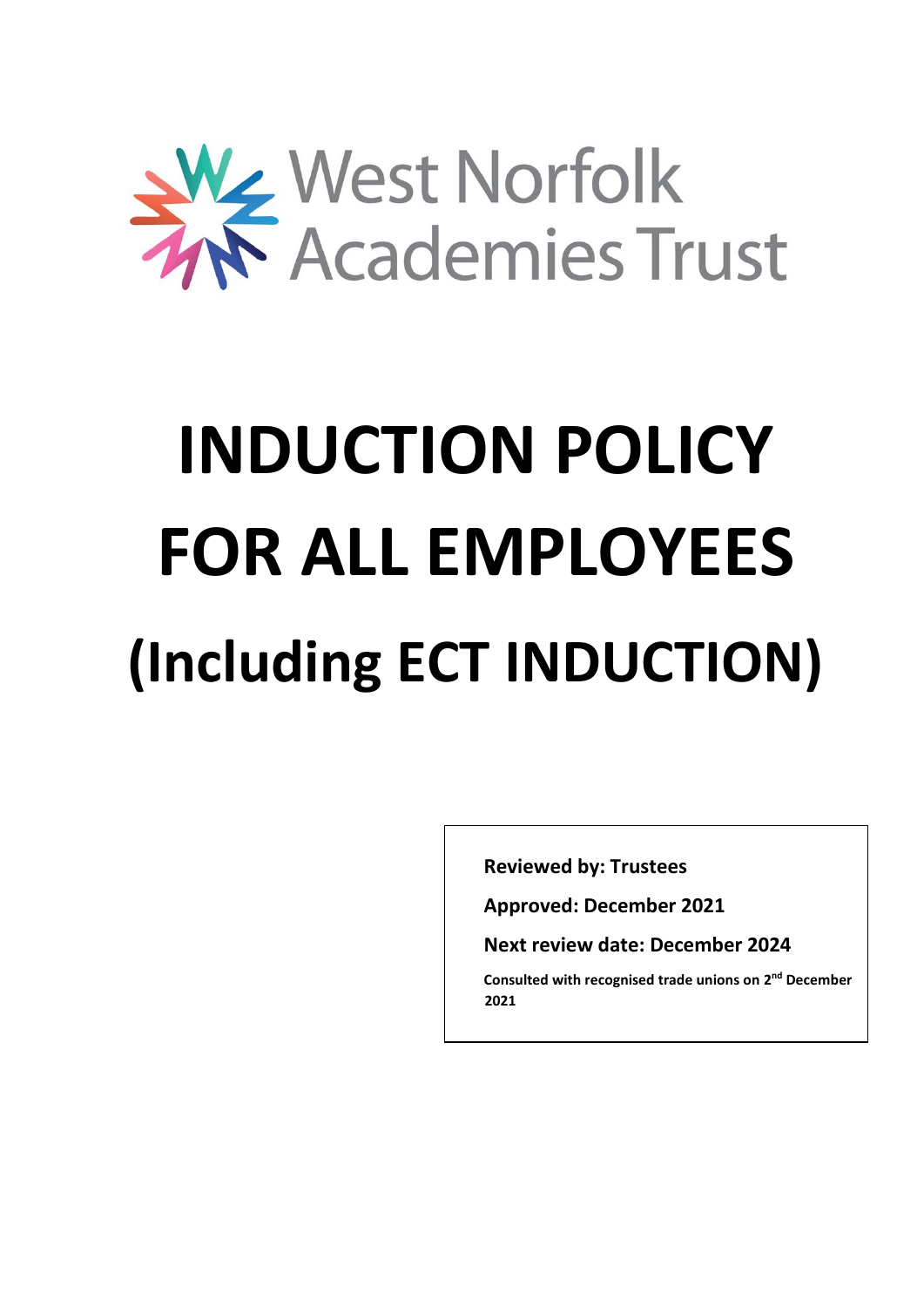West Norfolk Academies Trust

# INDUCTION POLICY FOR ALL EMPLOYEES

# (Including ECT INDUCTION)

**Reviewed by: Trustees**

**Approved: December 2021**

**Next review date: December 2024**

**Consulted with recognised trade unions on 2nd December 2021**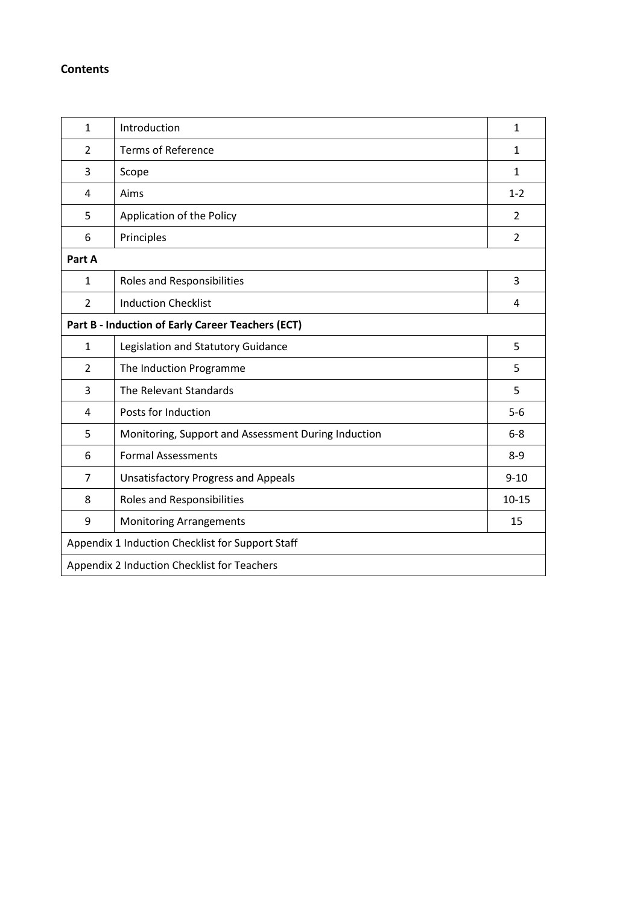**Contents**

| | | |
|---|---|---|
| 1 | Introduction | 1 |
| 2 | Terms of Reference | 1 |
| 3 | Scope | 1 |
| 4 | Aims | 1-2 |
| 5 | Application of the Policy | 2 |
| 6 | Principles | 2 |
| **Part A** | | |
| 1 | Roles and Responsibilities | 3 |
| 2 | Induction Checklist | 4 |
| **Part B - Induction of Early Career Teachers (ECT)** | | |
| 1 | Legislation and Statutory Guidance | 5 |
| 2 | The Induction Programme | 5 |
| 3 | The Relevant Standards | 5 |
| 4 | Posts for Induction | 5-6 |
| 5 | Monitoring, Support and Assessment During Induction | 6-8 |
| 6 | Formal Assessments | 8-9 |
| 7 | Unsatisfactory Progress and Appeals | 9-10 |
| 8 | Roles and Responsibilities | 10-15 |
| 9 | Monitoring Arrangements | 15 |
| Appendix 1 Induction Checklist for Support Staff | | |
| Appendix 2 Induction Checklist for Teachers | | |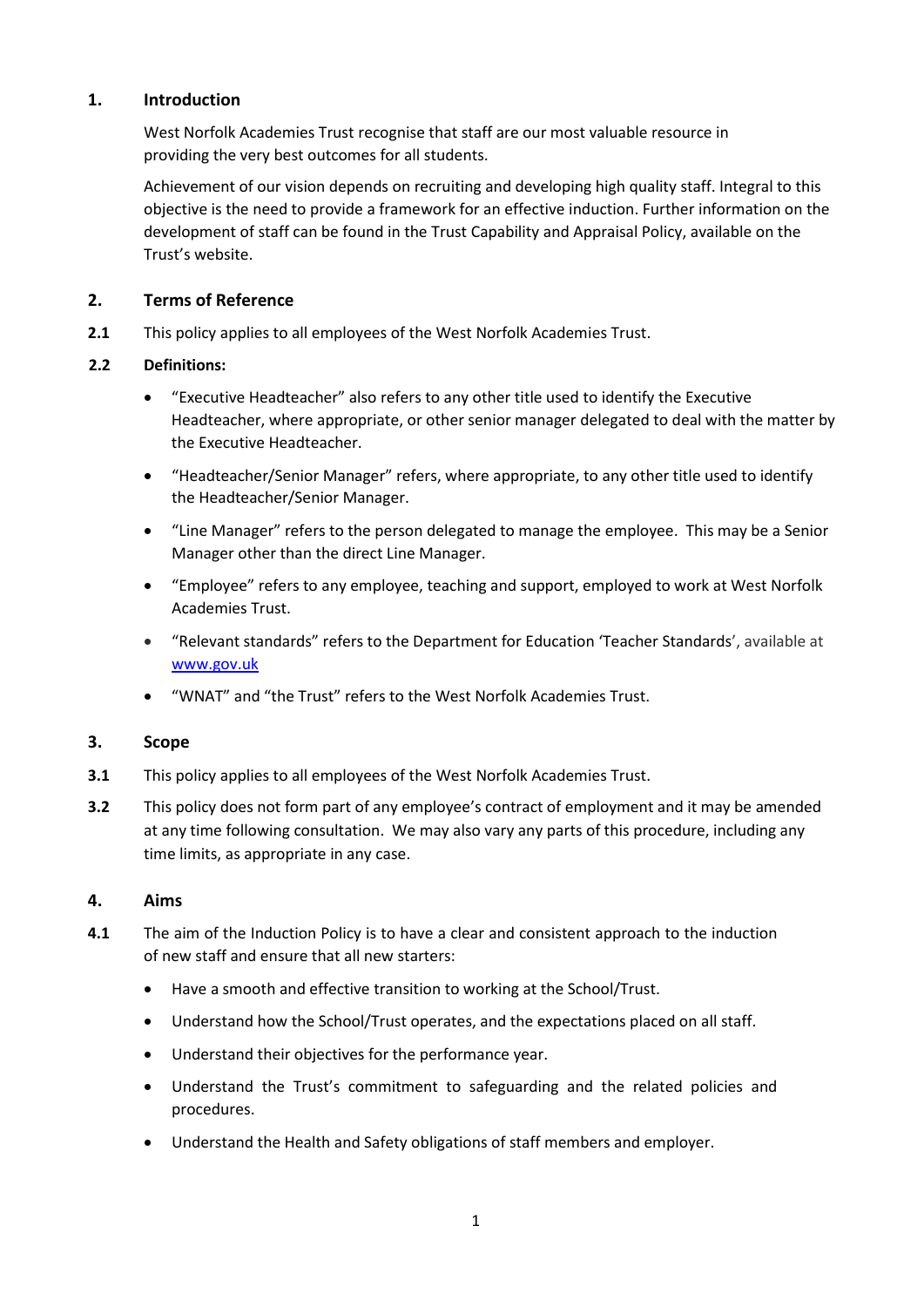## 1. Introduction

West Norfolk Academies Trust recognise that staff are our most valuable resource in providing the very best outcomes for all students.

Achievement of our vision depends on recruiting and developing high quality staff. Integral to this objective is the need to provide a framework for an effective induction. Further information on the development of staff can be found in the Trust Capability and Appraisal Policy, available on the Trust's website.

## 2. Terms of Reference

**2.1** This policy applies to all employees of the West Norfolk Academies Trust.

**2.2 Definitions:**

- "Executive Headteacher" also refers to any other title used to identify the Executive Headteacher, where appropriate, or other senior manager delegated to deal with the matter by the Executive Headteacher.
- "Headteacher/Senior Manager" refers, where appropriate, to any other title used to identify the Headteacher/Senior Manager.
- "Line Manager" refers to the person delegated to manage the employee. This may be a Senior Manager other than the direct Line Manager.
- "Employee" refers to any employee, teaching and support, employed to work at West Norfolk Academies Trust.
- "Relevant standards" refers to the Department for Education 'Teacher Standards', available at [www.gov.uk](http://www.gov.uk)
- "WNAT" and "the Trust" refers to the West Norfolk Academies Trust.

## 3. Scope

**3.1** This policy applies to all employees of the West Norfolk Academies Trust.

**3.2** This policy does not form part of any employee's contract of employment and it may be amended at any time following consultation. We may also vary any parts of this procedure, including any time limits, as appropriate in any case.

## 4. Aims

**4.1** The aim of the Induction Policy is to have a clear and consistent approach to the induction of new staff and ensure that all new starters:

- Have a smooth and effective transition to working at the School/Trust.
- Understand how the School/Trust operates, and the expectations placed on all staff.
- Understand their objectives for the performance year.
- Understand the Trust's commitment to safeguarding and the related policies and procedures.
- Understand the Health and Safety obligations of staff members and employer.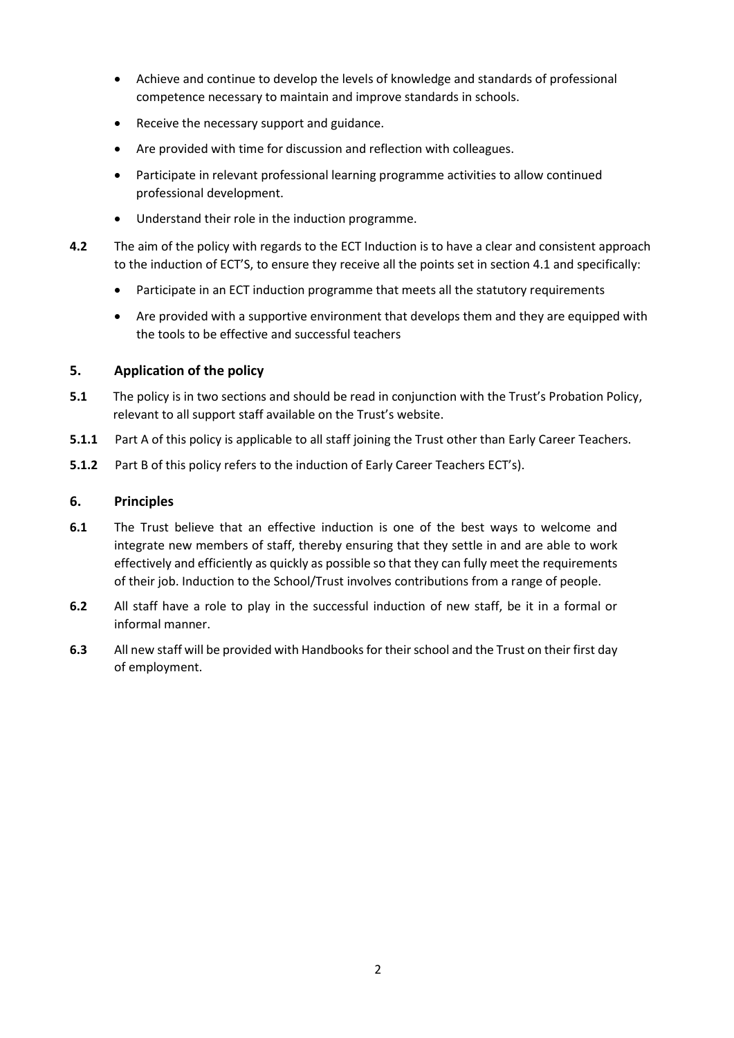- Achieve and continue to develop the levels of knowledge and standards of professional competence necessary to maintain and improve standards in schools.
- Receive the necessary support and guidance.
- Are provided with time for discussion and reflection with colleagues.
- Participate in relevant professional learning programme activities to allow continued professional development.
- Understand their role in the induction programme.

**4.2** The aim of the policy with regards to the ECT Induction is to have a clear and consistent approach to the induction of ECT'S, to ensure they receive all the points set in section 4.1 and specifically:

- Participate in an ECT induction programme that meets all the statutory requirements
- Are provided with a supportive environment that develops them and they are equipped with the tools to be effective and successful teachers

## 5. Application of the policy

**5.1** The policy is in two sections and should be read in conjunction with the Trust's Probation Policy, relevant to all support staff available on the Trust's website.

**5.1.1** Part A of this policy is applicable to all staff joining the Trust other than Early Career Teachers.

**5.1.2** Part B of this policy refers to the induction of Early Career Teachers ECT's).

## 6. Principles

**6.1** The Trust believe that an effective induction is one of the best ways to welcome and integrate new members of staff, thereby ensuring that they settle in and are able to work effectively and efficiently as quickly as possible so that they can fully meet the requirements of their job. Induction to the School/Trust involves contributions from a range of people.

**6.2** All staff have a role to play in the successful induction of new staff, be it in a formal or informal manner.

**6.3** All new staff will be provided with Handbooks for their school and the Trust on their first day of employment.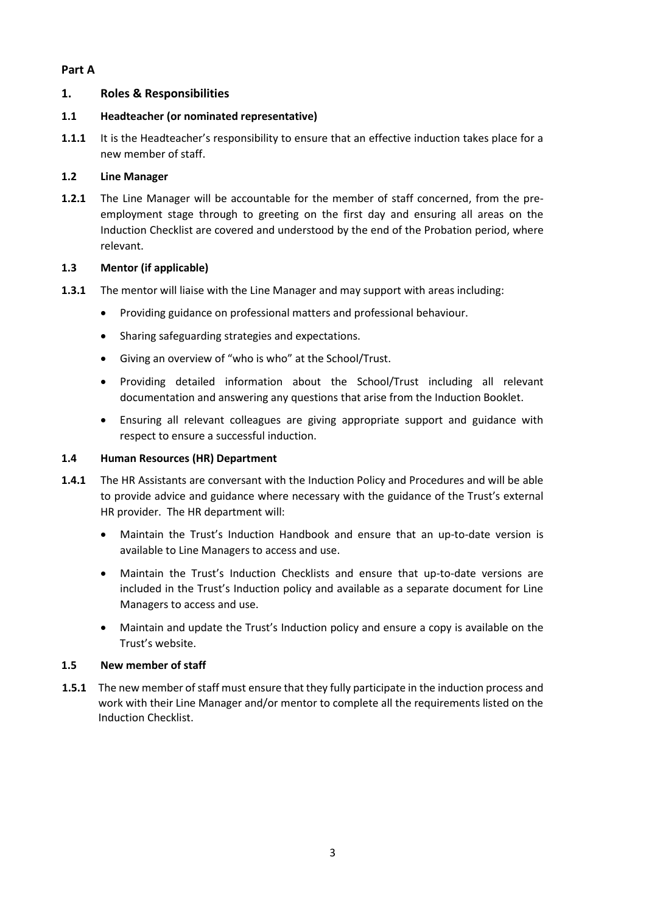## Part A

### 1. Roles & Responsibilities

#### 1.1 Headteacher (or nominated representative)

**1.1.1** It is the Headteacher's responsibility to ensure that an effective induction takes place for a new member of staff.

#### 1.2 Line Manager

**1.2.1** The Line Manager will be accountable for the member of staff concerned, from the pre-employment stage through to greeting on the first day and ensuring all areas on the Induction Checklist are covered and understood by the end of the Probation period, where relevant.

#### 1.3 Mentor (if applicable)

**1.3.1** The mentor will liaise with the Line Manager and may support with areas including:

- Providing guidance on professional matters and professional behaviour.
- Sharing safeguarding strategies and expectations.
- Giving an overview of "who is who" at the School/Trust.
- Providing detailed information about the School/Trust including all relevant documentation and answering any questions that arise from the Induction Booklet.
- Ensuring all relevant colleagues are giving appropriate support and guidance with respect to ensure a successful induction.

#### 1.4 Human Resources (HR) Department

**1.4.1** The HR Assistants are conversant with the Induction Policy and Procedures and will be able to provide advice and guidance where necessary with the guidance of the Trust's external HR provider. The HR department will:

- Maintain the Trust's Induction Handbook and ensure that an up-to-date version is available to Line Managers to access and use.
- Maintain the Trust's Induction Checklists and ensure that up-to-date versions are included in the Trust's Induction policy and available as a separate document for Line Managers to access and use.
- Maintain and update the Trust's Induction policy and ensure a copy is available on the Trust's website.

#### 1.5 New member of staff

**1.5.1** The new member of staff must ensure that they fully participate in the induction process and work with their Line Manager and/or mentor to complete all the requirements listed on the Induction Checklist.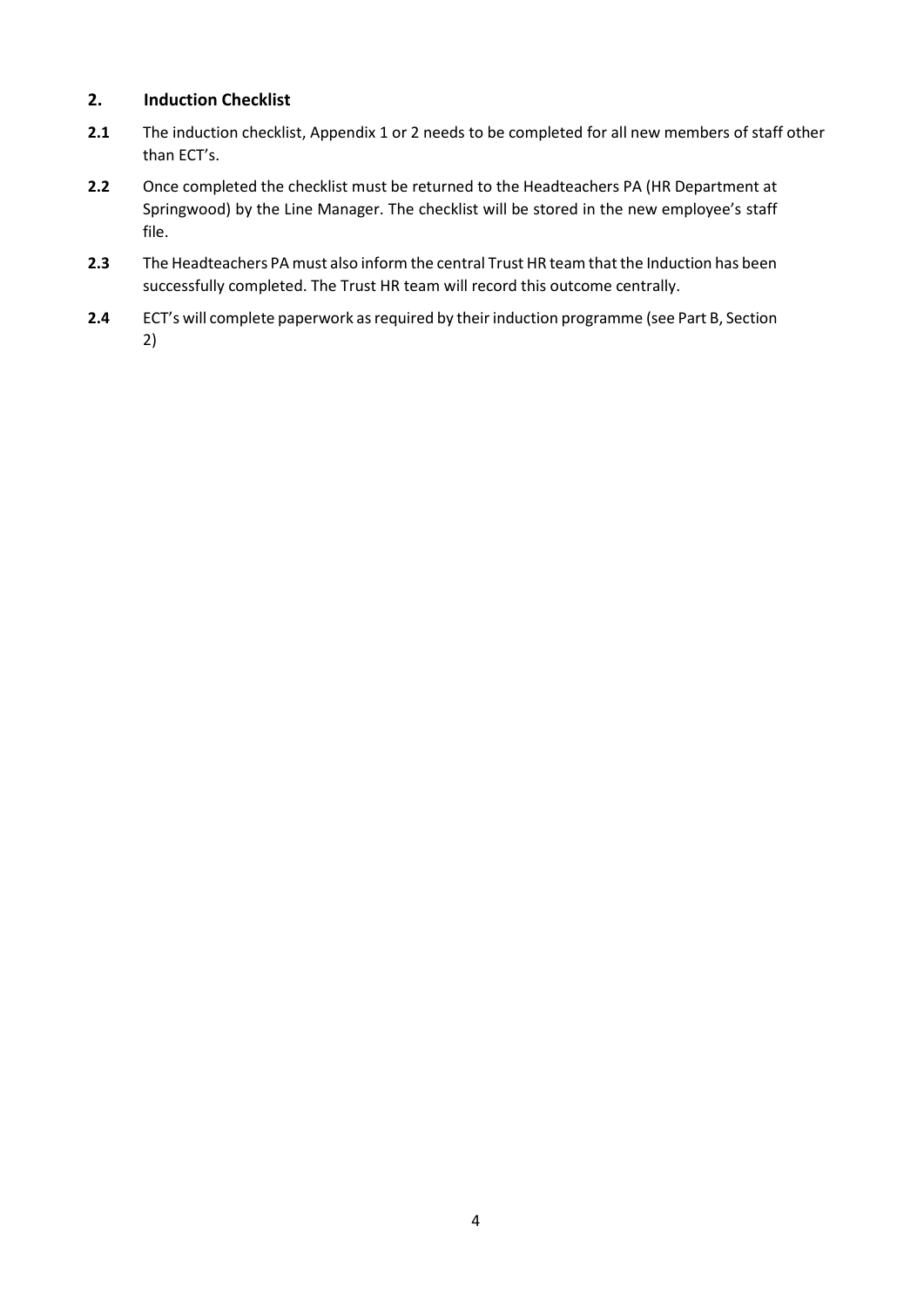## 2. Induction Checklist

**2.1** The induction checklist, Appendix 1 or 2 needs to be completed for all new members of staff other than ECT's.

**2.2** Once completed the checklist must be returned to the Headteachers PA (HR Department at Springwood) by the Line Manager. The checklist will be stored in the new employee's staff file.

**2.3** The Headteachers PA must also inform the central Trust HR team that the Induction has been successfully completed. The Trust HR team will record this outcome centrally.

**2.4** ECT's will complete paperwork as required by their induction programme (see Part B, Section 2)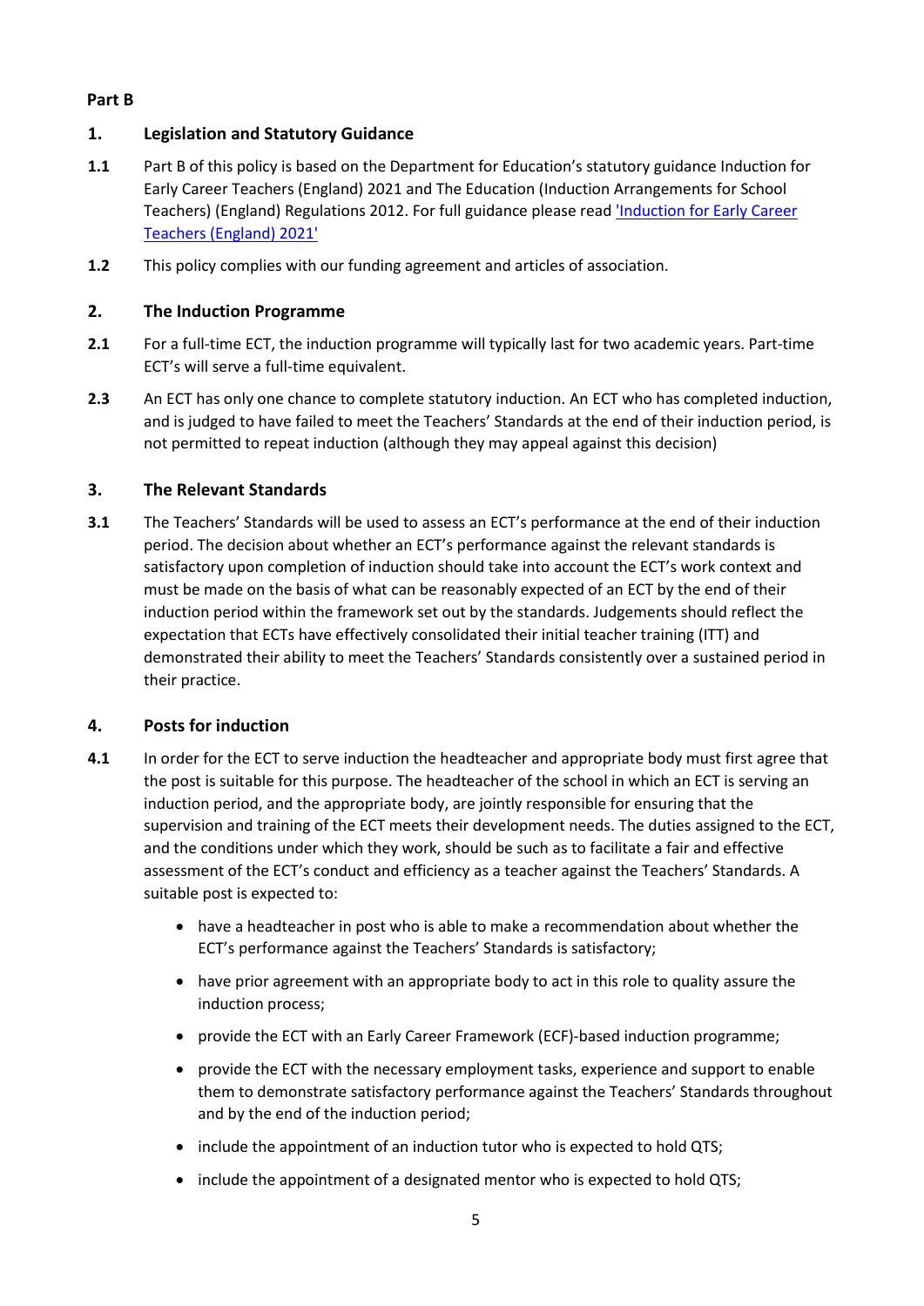## Part B

### 1. Legislation and Statutory Guidance

**1.1** Part B of this policy is based on the Department for Education's statutory guidance Induction for Early Career Teachers (England) 2021 and The Education (Induction Arrangements for School Teachers) (England) Regulations 2012. For full guidance please read ['Induction for Early Career Teachers (England) 2021']()

**1.2** This policy complies with our funding agreement and articles of association.

### 2. The Induction Programme

**2.1** For a full-time ECT, the induction programme will typically last for two academic years. Part-time ECT's will serve a full-time equivalent.

**2.3** An ECT has only one chance to complete statutory induction. An ECT who has completed induction, and is judged to have failed to meet the Teachers' Standards at the end of their induction period, is not permitted to repeat induction (although they may appeal against this decision)

### 3. The Relevant Standards

**3.1** The Teachers' Standards will be used to assess an ECT's performance at the end of their induction period. The decision about whether an ECT's performance against the relevant standards is satisfactory upon completion of induction should take into account the ECT's work context and must be made on the basis of what can be reasonably expected of an ECT by the end of their induction period within the framework set out by the standards. Judgements should reflect the expectation that ECTs have effectively consolidated their initial teacher training (ITT) and demonstrated their ability to meet the Teachers' Standards consistently over a sustained period in their practice.

### 4. Posts for induction

**4.1** In order for the ECT to serve induction the headteacher and appropriate body must first agree that the post is suitable for this purpose. The headteacher of the school in which an ECT is serving an induction period, and the appropriate body, are jointly responsible for ensuring that the supervision and training of the ECT meets their development needs. The duties assigned to the ECT, and the conditions under which they work, should be such as to facilitate a fair and effective assessment of the ECT's conduct and efficiency as a teacher against the Teachers' Standards. A suitable post is expected to:

- have a headteacher in post who is able to make a recommendation about whether the ECT's performance against the Teachers' Standards is satisfactory;
- have prior agreement with an appropriate body to act in this role to quality assure the induction process;
- provide the ECT with an Early Career Framework (ECF)-based induction programme;
- provide the ECT with the necessary employment tasks, experience and support to enable them to demonstrate satisfactory performance against the Teachers' Standards throughout and by the end of the induction period;
- include the appointment of an induction tutor who is expected to hold QTS;
- include the appointment of a designated mentor who is expected to hold QTS;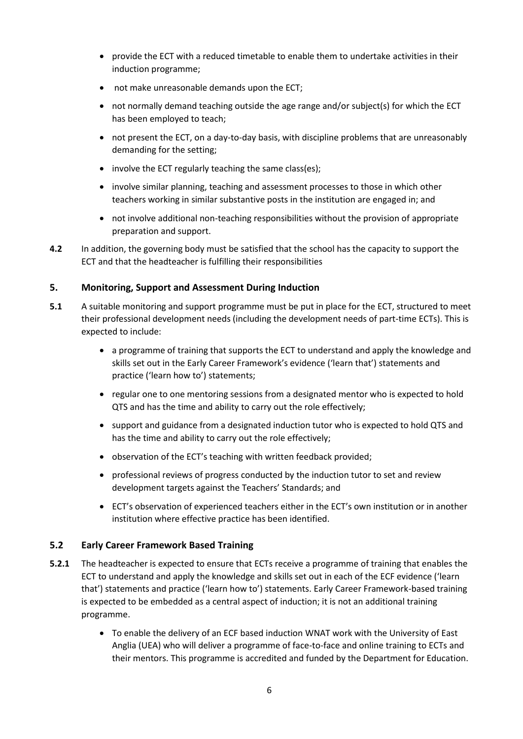- provide the ECT with a reduced timetable to enable them to undertake activities in their induction programme;
- not make unreasonable demands upon the ECT;
- not normally demand teaching outside the age range and/or subject(s) for which the ECT has been employed to teach;
- not present the ECT, on a day-to-day basis, with discipline problems that are unreasonably demanding for the setting;
- involve the ECT regularly teaching the same class(es);
- involve similar planning, teaching and assessment processes to those in which other teachers working in similar substantive posts in the institution are engaged in; and
- not involve additional non-teaching responsibilities without the provision of appropriate preparation and support.

**4.2** In addition, the governing body must be satisfied that the school has the capacity to support the ECT and that the headteacher is fulfilling their responsibilities

## 5. Monitoring, Support and Assessment During Induction

**5.1** A suitable monitoring and support programme must be put in place for the ECT, structured to meet their professional development needs (including the development needs of part-time ECTs). This is expected to include:

- a programme of training that supports the ECT to understand and apply the knowledge and skills set out in the Early Career Framework's evidence ('learn that') statements and practice ('learn how to') statements;
- regular one to one mentoring sessions from a designated mentor who is expected to hold QTS and has the time and ability to carry out the role effectively;
- support and guidance from a designated induction tutor who is expected to hold QTS and has the time and ability to carry out the role effectively;
- observation of the ECT's teaching with written feedback provided;
- professional reviews of progress conducted by the induction tutor to set and review development targets against the Teachers' Standards; and
- ECT's observation of experienced teachers either in the ECT's own institution or in another institution where effective practice has been identified.

### 5.2 Early Career Framework Based Training

**5.2.1** The headteacher is expected to ensure that ECTs receive a programme of training that enables the ECT to understand and apply the knowledge and skills set out in each of the ECF evidence ('learn that') statements and practice ('learn how to') statements. Early Career Framework-based training is expected to be embedded as a central aspect of induction; it is not an additional training programme.

- To enable the delivery of an ECF based induction WNAT work with the University of East Anglia (UEA) who will deliver a programme of face-to-face and online training to ECTs and their mentors. This programme is accredited and funded by the Department for Education.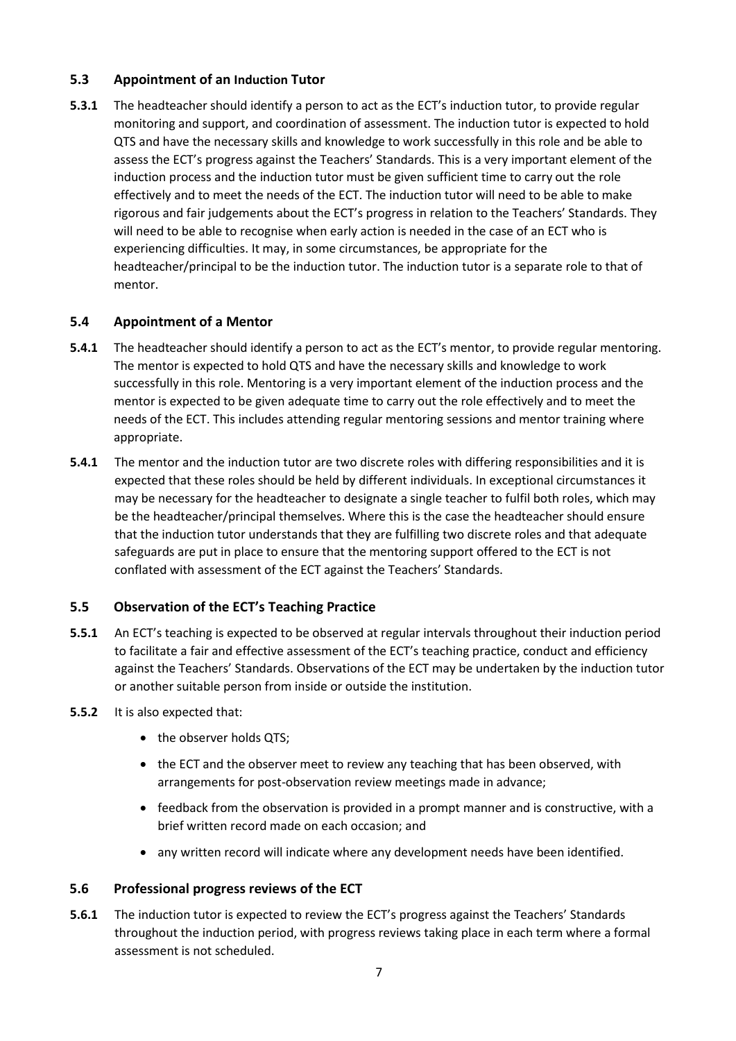### 5.3 Appointment of an Induction Tutor

**5.3.1** The headteacher should identify a person to act as the ECT's induction tutor, to provide regular monitoring and support, and coordination of assessment. The induction tutor is expected to hold QTS and have the necessary skills and knowledge to work successfully in this role and be able to assess the ECT's progress against the Teachers' Standards. This is a very important element of the induction process and the induction tutor must be given sufficient time to carry out the role effectively and to meet the needs of the ECT. The induction tutor will need to be able to make rigorous and fair judgements about the ECT's progress in relation to the Teachers' Standards. They will need to be able to recognise when early action is needed in the case of an ECT who is experiencing difficulties. It may, in some circumstances, be appropriate for the headteacher/principal to be the induction tutor. The induction tutor is a separate role to that of mentor.

### 5.4 Appointment of a Mentor

**5.4.1** The headteacher should identify a person to act as the ECT's mentor, to provide regular mentoring. The mentor is expected to hold QTS and have the necessary skills and knowledge to work successfully in this role. Mentoring is a very important element of the induction process and the mentor is expected to be given adequate time to carry out the role effectively and to meet the needs of the ECT. This includes attending regular mentoring sessions and mentor training where appropriate.

**5.4.1** The mentor and the induction tutor are two discrete roles with differing responsibilities and it is expected that these roles should be held by different individuals. In exceptional circumstances it may be necessary for the headteacher to designate a single teacher to fulfil both roles, which may be the headteacher/principal themselves. Where this is the case the headteacher should ensure that the induction tutor understands that they are fulfilling two discrete roles and that adequate safeguards are put in place to ensure that the mentoring support offered to the ECT is not conflated with assessment of the ECT against the Teachers' Standards.

### 5.5 Observation of the ECT's Teaching Practice

**5.5.1** An ECT's teaching is expected to be observed at regular intervals throughout their induction period to facilitate a fair and effective assessment of the ECT's teaching practice, conduct and efficiency against the Teachers' Standards. Observations of the ECT may be undertaken by the induction tutor or another suitable person from inside or outside the institution.

**5.5.2** It is also expected that:

- the observer holds QTS;
- the ECT and the observer meet to review any teaching that has been observed, with arrangements for post-observation review meetings made in advance;
- feedback from the observation is provided in a prompt manner and is constructive, with a brief written record made on each occasion; and
- any written record will indicate where any development needs have been identified.

### 5.6 Professional progress reviews of the ECT

**5.6.1** The induction tutor is expected to review the ECT's progress against the Teachers' Standards throughout the induction period, with progress reviews taking place in each term where a formal assessment is not scheduled.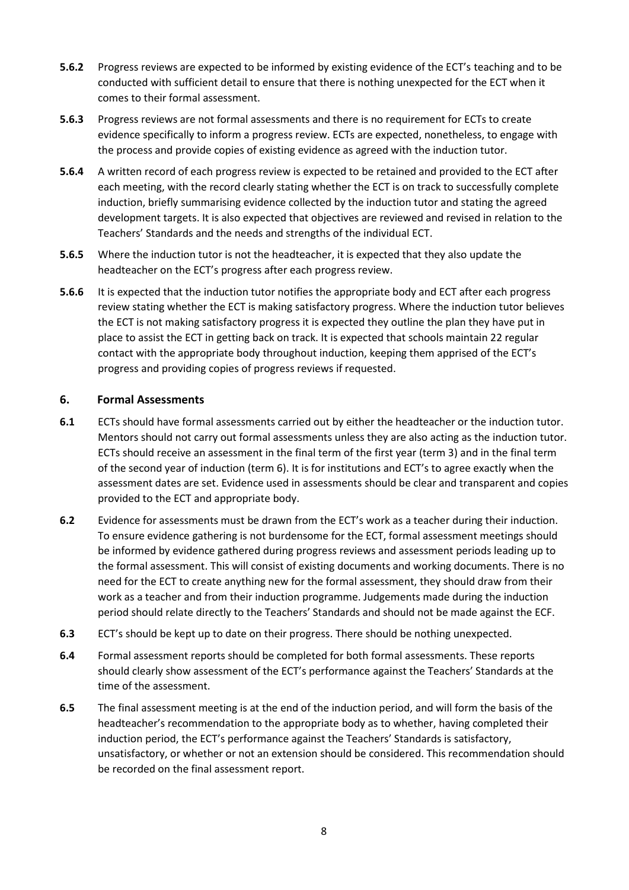**5.6.2** Progress reviews are expected to be informed by existing evidence of the ECT's teaching and to be conducted with sufficient detail to ensure that there is nothing unexpected for the ECT when it comes to their formal assessment.

**5.6.3** Progress reviews are not formal assessments and there is no requirement for ECTs to create evidence specifically to inform a progress review. ECTs are expected, nonetheless, to engage with the process and provide copies of existing evidence as agreed with the induction tutor.

**5.6.4** A written record of each progress review is expected to be retained and provided to the ECT after each meeting, with the record clearly stating whether the ECT is on track to successfully complete induction, briefly summarising evidence collected by the induction tutor and stating the agreed development targets. It is also expected that objectives are reviewed and revised in relation to the Teachers' Standards and the needs and strengths of the individual ECT.

**5.6.5** Where the induction tutor is not the headteacher, it is expected that they also update the headteacher on the ECT's progress after each progress review.

**5.6.6** It is expected that the induction tutor notifies the appropriate body and ECT after each progress review stating whether the ECT is making satisfactory progress. Where the induction tutor believes the ECT is not making satisfactory progress it is expected they outline the plan they have put in place to assist the ECT in getting back on track. It is expected that schools maintain 22 regular contact with the appropriate body throughout induction, keeping them apprised of the ECT's progress and providing copies of progress reviews if requested.

## 6. Formal Assessments

**6.1** ECTs should have formal assessments carried out by either the headteacher or the induction tutor. Mentors should not carry out formal assessments unless they are also acting as the induction tutor. ECTs should receive an assessment in the final term of the first year (term 3) and in the final term of the second year of induction (term 6). It is for institutions and ECT's to agree exactly when the assessment dates are set. Evidence used in assessments should be clear and transparent and copies provided to the ECT and appropriate body.

**6.2** Evidence for assessments must be drawn from the ECT's work as a teacher during their induction. To ensure evidence gathering is not burdensome for the ECT, formal assessment meetings should be informed by evidence gathered during progress reviews and assessment periods leading up to the formal assessment. This will consist of existing documents and working documents. There is no need for the ECT to create anything new for the formal assessment, they should draw from their work as a teacher and from their induction programme. Judgements made during the induction period should relate directly to the Teachers' Standards and should not be made against the ECF.

**6.3** ECT's should be kept up to date on their progress. There should be nothing unexpected.

**6.4** Formal assessment reports should be completed for both formal assessments. These reports should clearly show assessment of the ECT's performance against the Teachers' Standards at the time of the assessment.

**6.5** The final assessment meeting is at the end of the induction period, and will form the basis of the headteacher's recommendation to the appropriate body as to whether, having completed their induction period, the ECT's performance against the Teachers' Standards is satisfactory, unsatisfactory, or whether or not an extension should be considered. This recommendation should be recorded on the final assessment report.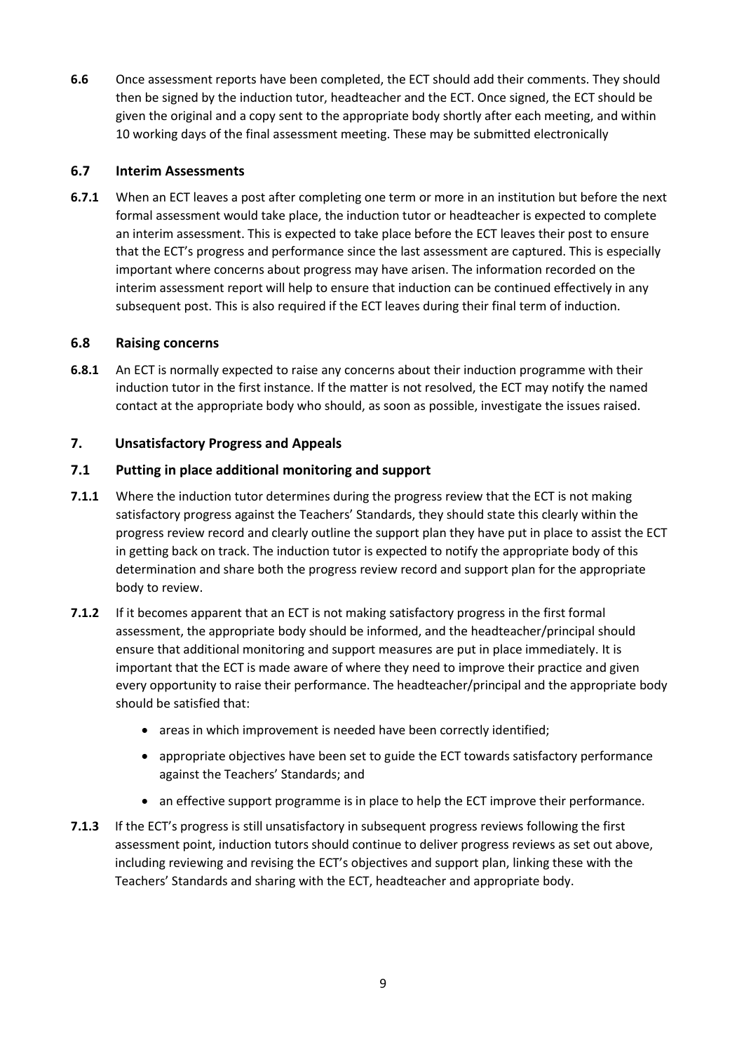**6.6** Once assessment reports have been completed, the ECT should add their comments. They should then be signed by the induction tutor, headteacher and the ECT. Once signed, the ECT should be given the original and a copy sent to the appropriate body shortly after each meeting, and within 10 working days of the final assessment meeting. These may be submitted electronically

### 6.7 Interim Assessments

**6.7.1** When an ECT leaves a post after completing one term or more in an institution but before the next formal assessment would take place, the induction tutor or headteacher is expected to complete an interim assessment. This is expected to take place before the ECT leaves their post to ensure that the ECT's progress and performance since the last assessment are captured. This is especially important where concerns about progress may have arisen. The information recorded on the interim assessment report will help to ensure that induction can be continued effectively in any subsequent post. This is also required if the ECT leaves during their final term of induction.

### 6.8 Raising concerns

**6.8.1** An ECT is normally expected to raise any concerns about their induction programme with their induction tutor in the first instance. If the matter is not resolved, the ECT may notify the named contact at the appropriate body who should, as soon as possible, investigate the issues raised.

## 7. Unsatisfactory Progress and Appeals

### 7.1 Putting in place additional monitoring and support

**7.1.1** Where the induction tutor determines during the progress review that the ECT is not making satisfactory progress against the Teachers' Standards, they should state this clearly within the progress review record and clearly outline the support plan they have put in place to assist the ECT in getting back on track. The induction tutor is expected to notify the appropriate body of this determination and share both the progress review record and support plan for the appropriate body to review.

**7.1.2** If it becomes apparent that an ECT is not making satisfactory progress in the first formal assessment, the appropriate body should be informed, and the headteacher/principal should ensure that additional monitoring and support measures are put in place immediately. It is important that the ECT is made aware of where they need to improve their practice and given every opportunity to raise their performance. The headteacher/principal and the appropriate body should be satisfied that:

- areas in which improvement is needed have been correctly identified;
- appropriate objectives have been set to guide the ECT towards satisfactory performance against the Teachers' Standards; and
- an effective support programme is in place to help the ECT improve their performance.

**7.1.3** If the ECT's progress is still unsatisfactory in subsequent progress reviews following the first assessment point, induction tutors should continue to deliver progress reviews as set out above, including reviewing and revising the ECT's objectives and support plan, linking these with the Teachers' Standards and sharing with the ECT, headteacher and appropriate body.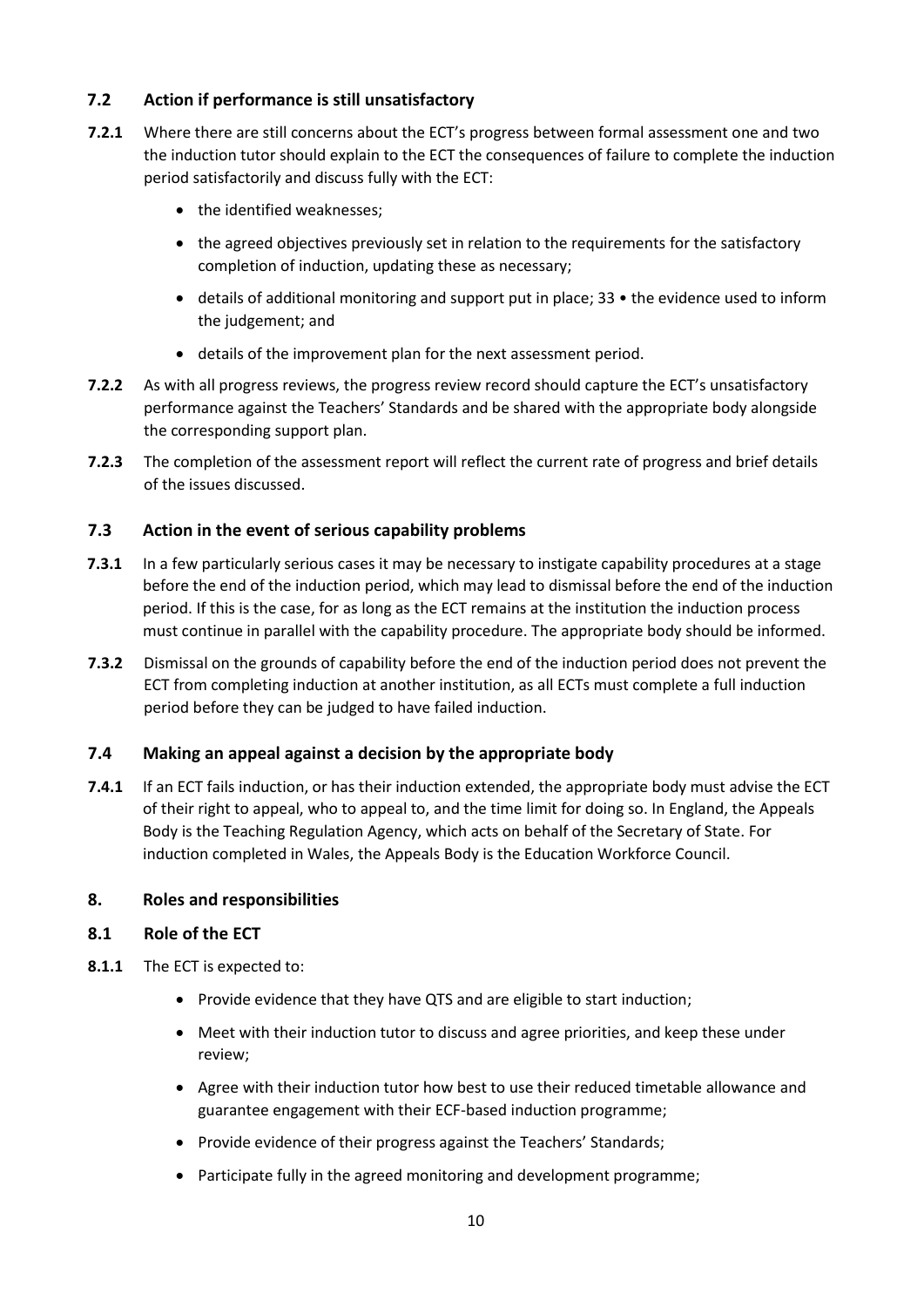### 7.2 Action if performance is still unsatisfactory

**7.2.1** Where there are still concerns about the ECT's progress between formal assessment one and two the induction tutor should explain to the ECT the consequences of failure to complete the induction period satisfactorily and discuss fully with the ECT:

- the identified weaknesses;
- the agreed objectives previously set in relation to the requirements for the satisfactory completion of induction, updating these as necessary;
- details of additional monitoring and support put in place; 33 • the evidence used to inform the judgement; and
- details of the improvement plan for the next assessment period.

**7.2.2** As with all progress reviews, the progress review record should capture the ECT's unsatisfactory performance against the Teachers' Standards and be shared with the appropriate body alongside the corresponding support plan.

**7.2.3** The completion of the assessment report will reflect the current rate of progress and brief details of the issues discussed.

### 7.3 Action in the event of serious capability problems

**7.3.1** In a few particularly serious cases it may be necessary to instigate capability procedures at a stage before the end of the induction period, which may lead to dismissal before the end of the induction period. If this is the case, for as long as the ECT remains at the institution the induction process must continue in parallel with the capability procedure. The appropriate body should be informed.

**7.3.2** Dismissal on the grounds of capability before the end of the induction period does not prevent the ECT from completing induction at another institution, as all ECTs must complete a full induction period before they can be judged to have failed induction.

### 7.4 Making an appeal against a decision by the appropriate body

**7.4.1** If an ECT fails induction, or has their induction extended, the appropriate body must advise the ECT of their right to appeal, who to appeal to, and the time limit for doing so. In England, the Appeals Body is the Teaching Regulation Agency, which acts on behalf of the Secretary of State. For induction completed in Wales, the Appeals Body is the Education Workforce Council.

## 8. Roles and responsibilities

### 8.1 Role of the ECT

**8.1.1** The ECT is expected to:

- Provide evidence that they have QTS and are eligible to start induction;
- Meet with their induction tutor to discuss and agree priorities, and keep these under review;
- Agree with their induction tutor how best to use their reduced timetable allowance and guarantee engagement with their ECF-based induction programme;
- Provide evidence of their progress against the Teachers' Standards;
- Participate fully in the agreed monitoring and development programme;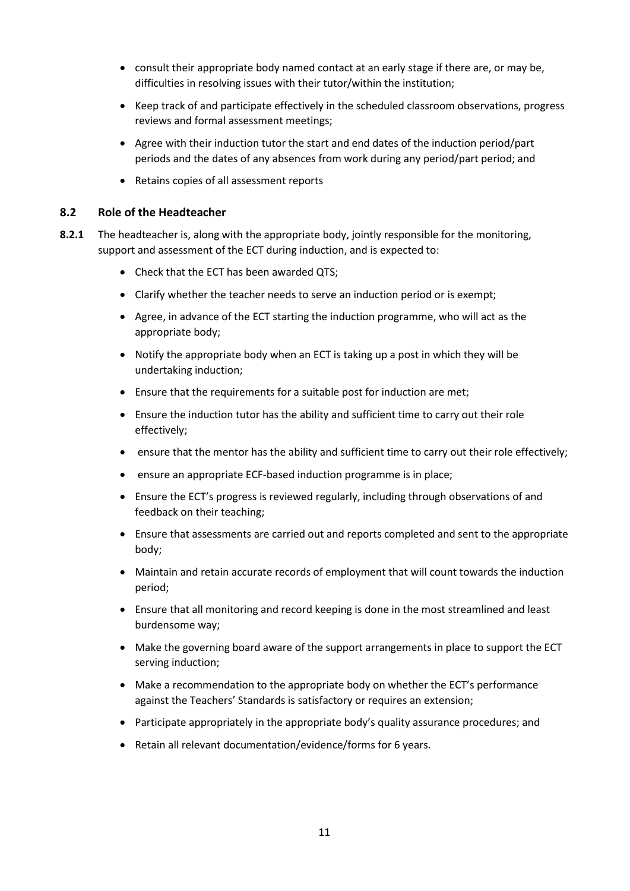- consult their appropriate body named contact at an early stage if there are, or may be, difficulties in resolving issues with their tutor/within the institution;
- Keep track of and participate effectively in the scheduled classroom observations, progress reviews and formal assessment meetings;
- Agree with their induction tutor the start and end dates of the induction period/part periods and the dates of any absences from work during any period/part period; and
- Retains copies of all assessment reports

### 8.2 Role of the Headteacher

**8.2.1** The headteacher is, along with the appropriate body, jointly responsible for the monitoring, support and assessment of the ECT during induction, and is expected to:

- Check that the ECT has been awarded QTS;
- Clarify whether the teacher needs to serve an induction period or is exempt;
- Agree, in advance of the ECT starting the induction programme, who will act as the appropriate body;
- Notify the appropriate body when an ECT is taking up a post in which they will be undertaking induction;
- Ensure that the requirements for a suitable post for induction are met;
- Ensure the induction tutor has the ability and sufficient time to carry out their role effectively;
- ensure that the mentor has the ability and sufficient time to carry out their role effectively;
- ensure an appropriate ECF-based induction programme is in place;
- Ensure the ECT's progress is reviewed regularly, including through observations of and feedback on their teaching;
- Ensure that assessments are carried out and reports completed and sent to the appropriate body;
- Maintain and retain accurate records of employment that will count towards the induction period;
- Ensure that all monitoring and record keeping is done in the most streamlined and least burdensome way;
- Make the governing board aware of the support arrangements in place to support the ECT serving induction;
- Make a recommendation to the appropriate body on whether the ECT's performance against the Teachers' Standards is satisfactory or requires an extension;
- Participate appropriately in the appropriate body's quality assurance procedures; and
- Retain all relevant documentation/evidence/forms for 6 years.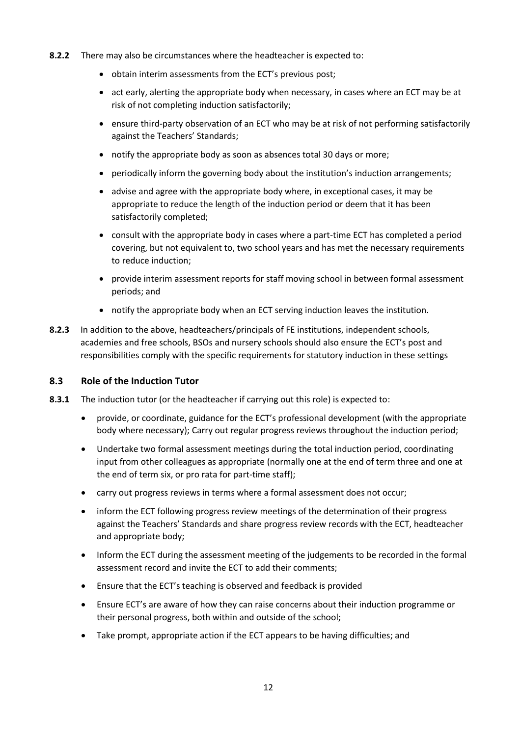**8.2.2** There may also be circumstances where the headteacher is expected to:

- obtain interim assessments from the ECT's previous post;
- act early, alerting the appropriate body when necessary, in cases where an ECT may be at risk of not completing induction satisfactorily;
- ensure third-party observation of an ECT who may be at risk of not performing satisfactorily against the Teachers' Standards;
- notify the appropriate body as soon as absences total 30 days or more;
- periodically inform the governing body about the institution's induction arrangements;
- advise and agree with the appropriate body where, in exceptional cases, it may be appropriate to reduce the length of the induction period or deem that it has been satisfactorily completed;
- consult with the appropriate body in cases where a part-time ECT has completed a period covering, but not equivalent to, two school years and has met the necessary requirements to reduce induction;
- provide interim assessment reports for staff moving school in between formal assessment periods; and
- notify the appropriate body when an ECT serving induction leaves the institution.

**8.2.3** In addition to the above, headteachers/principals of FE institutions, independent schools, academies and free schools, BSOs and nursery schools should also ensure the ECT's post and responsibilities comply with the specific requirements for statutory induction in these settings

### 8.3 Role of the Induction Tutor

**8.3.1** The induction tutor (or the headteacher if carrying out this role) is expected to:

- provide, or coordinate, guidance for the ECT's professional development (with the appropriate body where necessary); Carry out regular progress reviews throughout the induction period;
- Undertake two formal assessment meetings during the total induction period, coordinating input from other colleagues as appropriate (normally one at the end of term three and one at the end of term six, or pro rata for part-time staff);
- carry out progress reviews in terms where a formal assessment does not occur;
- inform the ECT following progress review meetings of the determination of their progress against the Teachers' Standards and share progress review records with the ECT, headteacher and appropriate body;
- Inform the ECT during the assessment meeting of the judgements to be recorded in the formal assessment record and invite the ECT to add their comments;
- Ensure that the ECT's teaching is observed and feedback is provided
- Ensure ECT's are aware of how they can raise concerns about their induction programme or their personal progress, both within and outside of the school;
- Take prompt, appropriate action if the ECT appears to be having difficulties; and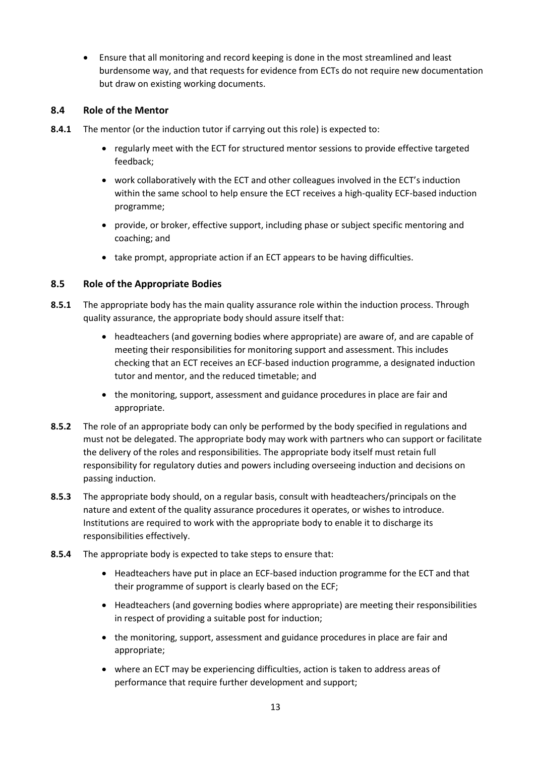- Ensure that all monitoring and record keeping is done in the most streamlined and least burdensome way, and that requests for evidence from ECTs do not require new documentation but draw on existing working documents.

### 8.4 Role of the Mentor

**8.4.1** The mentor (or the induction tutor if carrying out this role) is expected to:

- regularly meet with the ECT for structured mentor sessions to provide effective targeted feedback;
- work collaboratively with the ECT and other colleagues involved in the ECT's induction within the same school to help ensure the ECT receives a high-quality ECF-based induction programme;
- provide, or broker, effective support, including phase or subject specific mentoring and coaching; and
- take prompt, appropriate action if an ECT appears to be having difficulties.

### 8.5 Role of the Appropriate Bodies

**8.5.1** The appropriate body has the main quality assurance role within the induction process. Through quality assurance, the appropriate body should assure itself that:

- headteachers (and governing bodies where appropriate) are aware of, and are capable of meeting their responsibilities for monitoring support and assessment. This includes checking that an ECT receives an ECF-based induction programme, a designated induction tutor and mentor, and the reduced timetable; and
- the monitoring, support, assessment and guidance procedures in place are fair and appropriate.

**8.5.2** The role of an appropriate body can only be performed by the body specified in regulations and must not be delegated. The appropriate body may work with partners who can support or facilitate the delivery of the roles and responsibilities. The appropriate body itself must retain full responsibility for regulatory duties and powers including overseeing induction and decisions on passing induction.

**8.5.3** The appropriate body should, on a regular basis, consult with headteachers/principals on the nature and extent of the quality assurance procedures it operates, or wishes to introduce. Institutions are required to work with the appropriate body to enable it to discharge its responsibilities effectively.

**8.5.4** The appropriate body is expected to take steps to ensure that:

- Headteachers have put in place an ECF-based induction programme for the ECT and that their programme of support is clearly based on the ECF;
- Headteachers (and governing bodies where appropriate) are meeting their responsibilities in respect of providing a suitable post for induction;
- the monitoring, support, assessment and guidance procedures in place are fair and appropriate;
- where an ECT may be experiencing difficulties, action is taken to address areas of performance that require further development and support;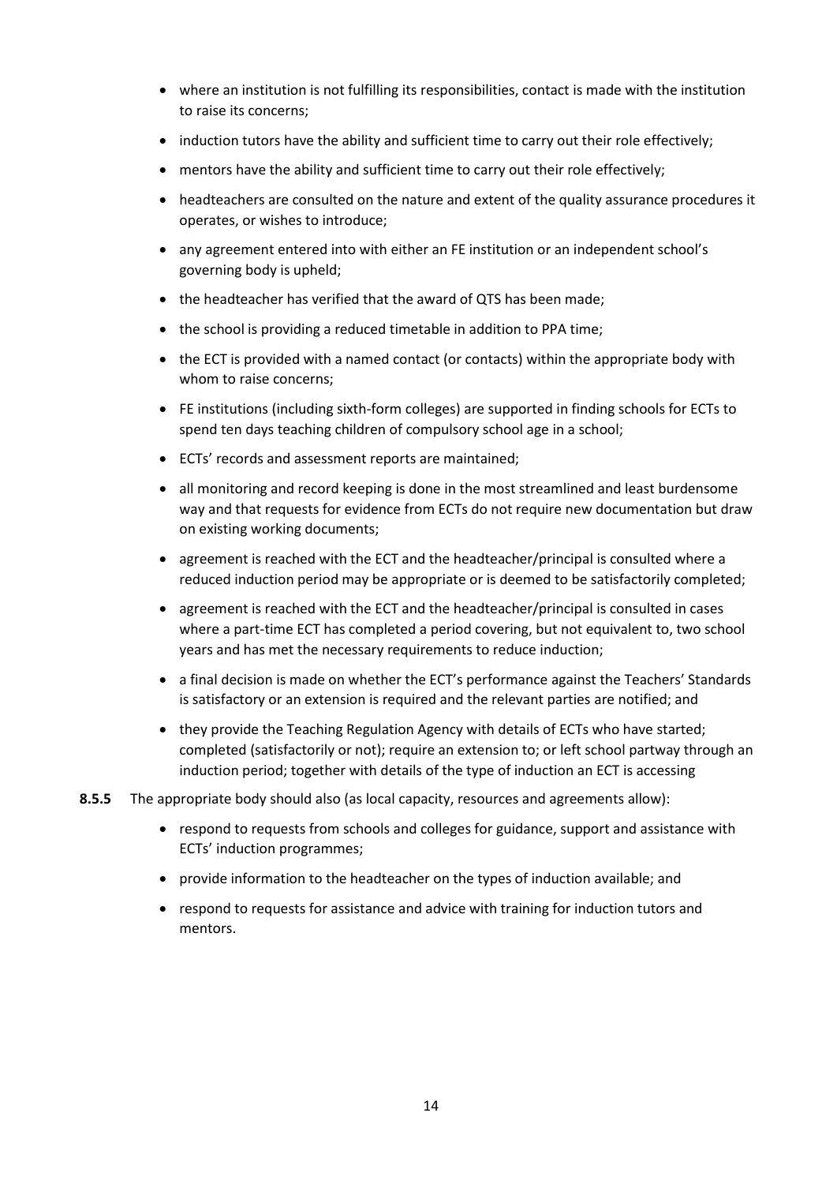- where an institution is not fulfilling its responsibilities, contact is made with the institution to raise its concerns;
- induction tutors have the ability and sufficient time to carry out their role effectively;
- mentors have the ability and sufficient time to carry out their role effectively;
- headteachers are consulted on the nature and extent of the quality assurance procedures it operates, or wishes to introduce;
- any agreement entered into with either an FE institution or an independent school's governing body is upheld;
- the headteacher has verified that the award of QTS has been made;
- the school is providing a reduced timetable in addition to PPA time;
- the ECT is provided with a named contact (or contacts) within the appropriate body with whom to raise concerns;
- FE institutions (including sixth-form colleges) are supported in finding schools for ECTs to spend ten days teaching children of compulsory school age in a school;
- ECTs' records and assessment reports are maintained;
- all monitoring and record keeping is done in the most streamlined and least burdensome way and that requests for evidence from ECTs do not require new documentation but draw on existing working documents;
- agreement is reached with the ECT and the headteacher/principal is consulted where a reduced induction period may be appropriate or is deemed to be satisfactorily completed;
- agreement is reached with the ECT and the headteacher/principal is consulted in cases where a part-time ECT has completed a period covering, but not equivalent to, two school years and has met the necessary requirements to reduce induction;
- a final decision is made on whether the ECT's performance against the Teachers' Standards is satisfactory or an extension is required and the relevant parties are notified; and
- they provide the Teaching Regulation Agency with details of ECTs who have started; completed (satisfactorily or not); require an extension to; or left school partway through an induction period; together with details of the type of induction an ECT is accessing

**8.5.5** The appropriate body should also (as local capacity, resources and agreements allow):

- respond to requests from schools and colleges for guidance, support and assistance with ECTs' induction programmes;
- provide information to the headteacher on the types of induction available; and
- respond to requests for assistance and advice with training for induction tutors and mentors.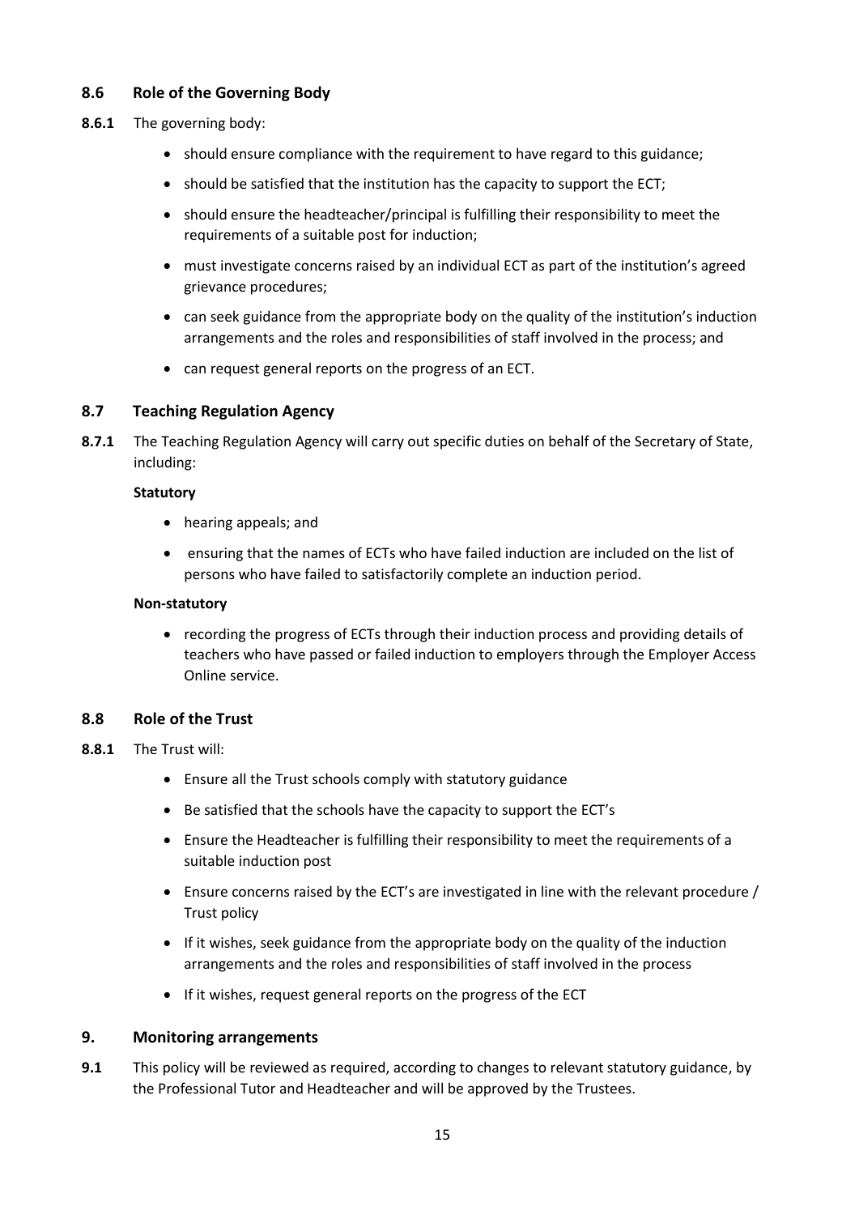### 8.6 Role of the Governing Body

**8.6.1** The governing body:

- should ensure compliance with the requirement to have regard to this guidance;
- should be satisfied that the institution has the capacity to support the ECT;
- should ensure the headteacher/principal is fulfilling their responsibility to meet the requirements of a suitable post for induction;
- must investigate concerns raised by an individual ECT as part of the institution's agreed grievance procedures;
- can seek guidance from the appropriate body on the quality of the institution's induction arrangements and the roles and responsibilities of staff involved in the process; and
- can request general reports on the progress of an ECT.

### 8.7 Teaching Regulation Agency

**8.7.1** The Teaching Regulation Agency will carry out specific duties on behalf of the Secretary of State, including:

**Statutory**

- hearing appeals; and
- ensuring that the names of ECTs who have failed induction are included on the list of persons who have failed to satisfactorily complete an induction period.

**Non-statutory**

- recording the progress of ECTs through their induction process and providing details of teachers who have passed or failed induction to employers through the Employer Access Online service.

### 8.8 Role of the Trust

**8.8.1** The Trust will:

- Ensure all the Trust schools comply with statutory guidance
- Be satisfied that the schools have the capacity to support the ECT's
- Ensure the Headteacher is fulfilling their responsibility to meet the requirements of a suitable induction post
- Ensure concerns raised by the ECT's are investigated in line with the relevant procedure / Trust policy
- If it wishes, seek guidance from the appropriate body on the quality of the induction arrangements and the roles and responsibilities of staff involved in the process
- If it wishes, request general reports on the progress of the ECT

## 9. Monitoring arrangements

**9.1** This policy will be reviewed as required, according to changes to relevant statutory guidance, by the Professional Tutor and Headteacher and will be approved by the Trustees.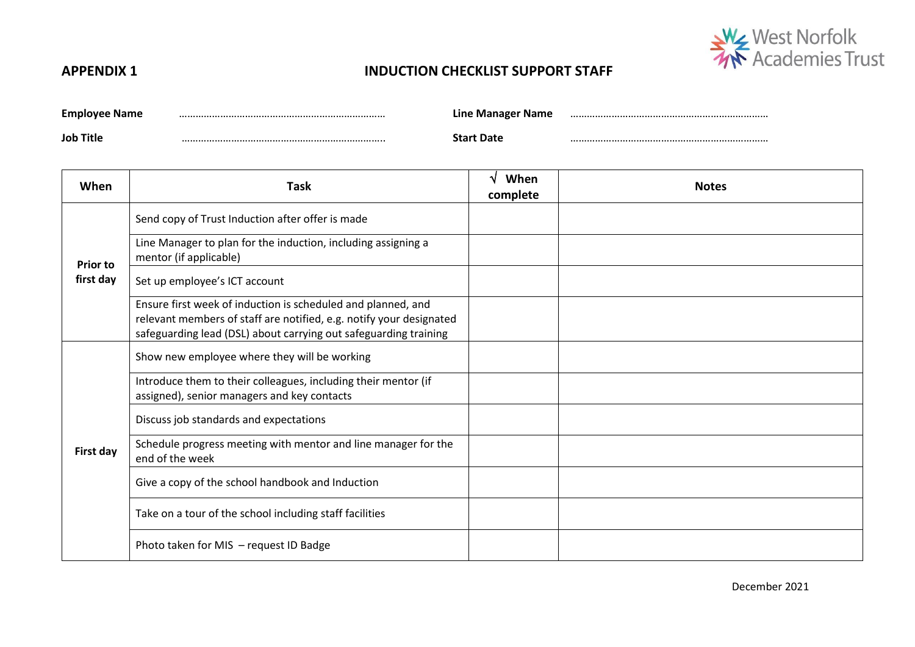**APPENDIX 1**

# INDUCTION CHECKLIST SUPPORT STAFF

**Employee Name** ………………………………………………………………… **Line Manager Name** ………………………………………………………………

**Job Title** ………………………………………………………………….. **Start Date** ………………………………………………………………

| When | Task | √ When complete | Notes |
|---|---|---|---|
| **Prior to first day** | Send copy of Trust Induction after offer is made | | |
| | Line Manager to plan for the induction, including assigning a mentor (if applicable) | | |
| | Set up employee's ICT account | | |
| | Ensure first week of induction is scheduled and planned, and relevant members of staff are notified, e.g. notify your designated safeguarding lead (DSL) about carrying out safeguarding training | | |
| **First day** | Show new employee where they will be working | | |
| | Introduce them to their colleagues, including their mentor (if assigned), senior managers and key contacts | | |
| | Discuss job standards and expectations | | |
| | Schedule progress meeting with mentor and line manager for the end of the week | | |
| | Give a copy of the school handbook and Induction | | |
| | Take on a tour of the school including staff facilities | | |
| | Photo taken for MIS – request ID Badge | | |

December 2021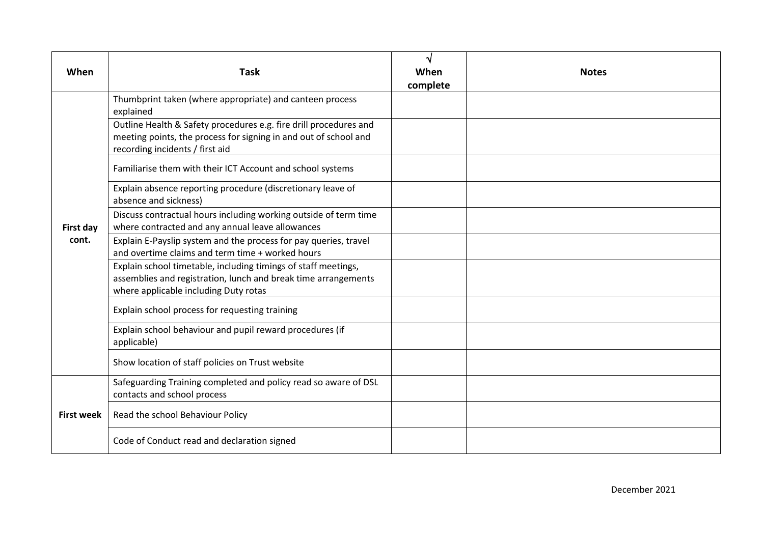| When | Task | √ When complete | Notes |
|---|---|---|---|
| First day cont. | Thumbprint taken (where appropriate) and canteen process explained | | |
| | Outline Health & Safety procedures e.g. fire drill procedures and meeting points, the process for signing in and out of school and recording incidents / first aid | | |
| | Familiarise them with their ICT Account and school systems | | |
| | Explain absence reporting procedure (discretionary leave of absence and sickness) | | |
| | Discuss contractual hours including working outside of term time where contracted and any annual leave allowances | | |
| | Explain E-Payslip system and the process for pay queries, travel and overtime claims and term time + worked hours | | |
| | Explain school timetable, including timings of staff meetings, assemblies and registration, lunch and break time arrangements where applicable including Duty rotas | | |
| | Explain school process for requesting training | | |
| | Explain school behaviour and pupil reward procedures (if applicable) | | |
| | Show location of staff policies on Trust website | | |
| First week | Safeguarding Training completed and policy read so aware of DSL contacts and school process | | |
| | Read the school Behaviour Policy | | |
| | Code of Conduct read and declaration signed | | |

December 2021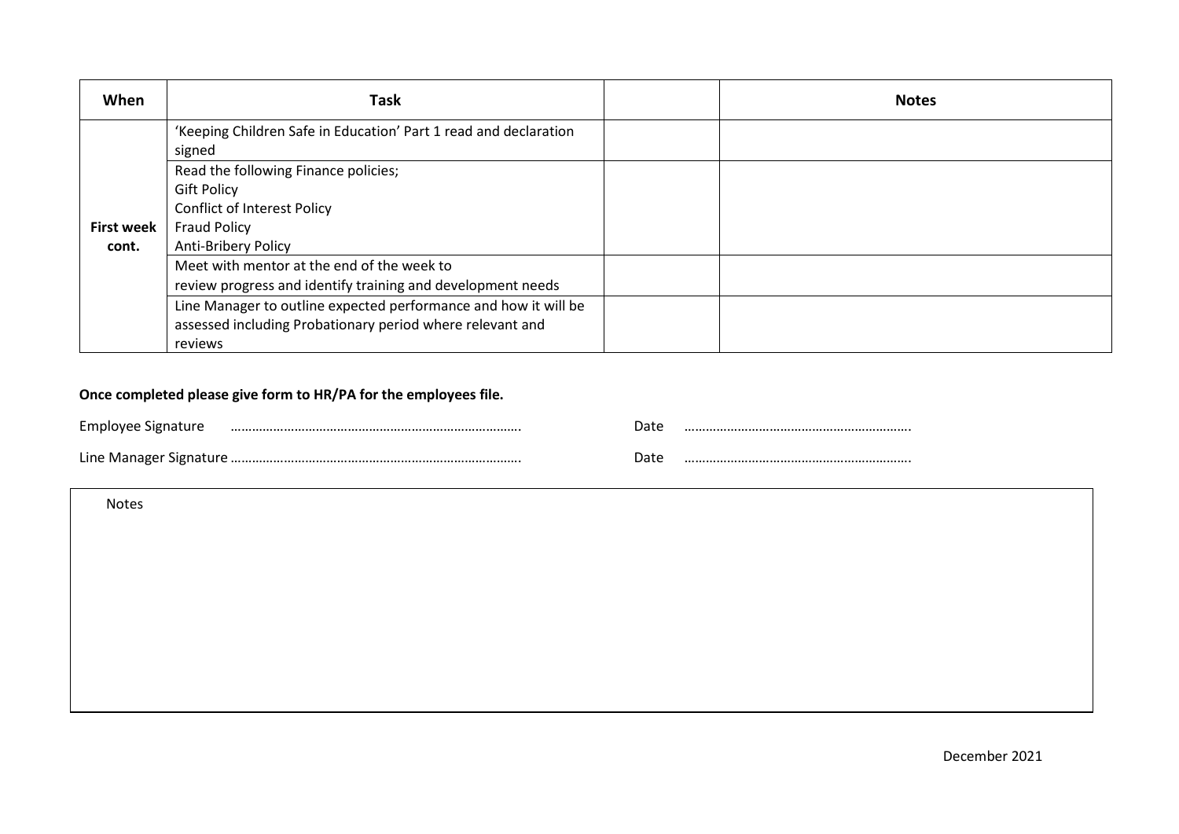| When | Task | | Notes |
|---|---|---|---|
| **First week cont.** | 'Keeping Children Safe in Education' Part 1 read and declaration signed | | |
| | Read the following Finance policies;<br>Gift Policy<br>Conflict of Interest Policy<br>Fraud Policy<br>Anti-Bribery Policy | | |
| | Meet with mentor at the end of the week to review progress and identify training and development needs | | |
| | Line Manager to outline expected performance and how it will be assessed including Probationary period where relevant and reviews | | |

**Once completed please give form to HR/PA for the employees file.**

Employee Signature ……………………………………………………………………….. Date ……………………………………………………….

Line Manager Signature ……………………………………………………………………….. Date ……………………………………………………….

| Notes |
|---|
| |

December 2021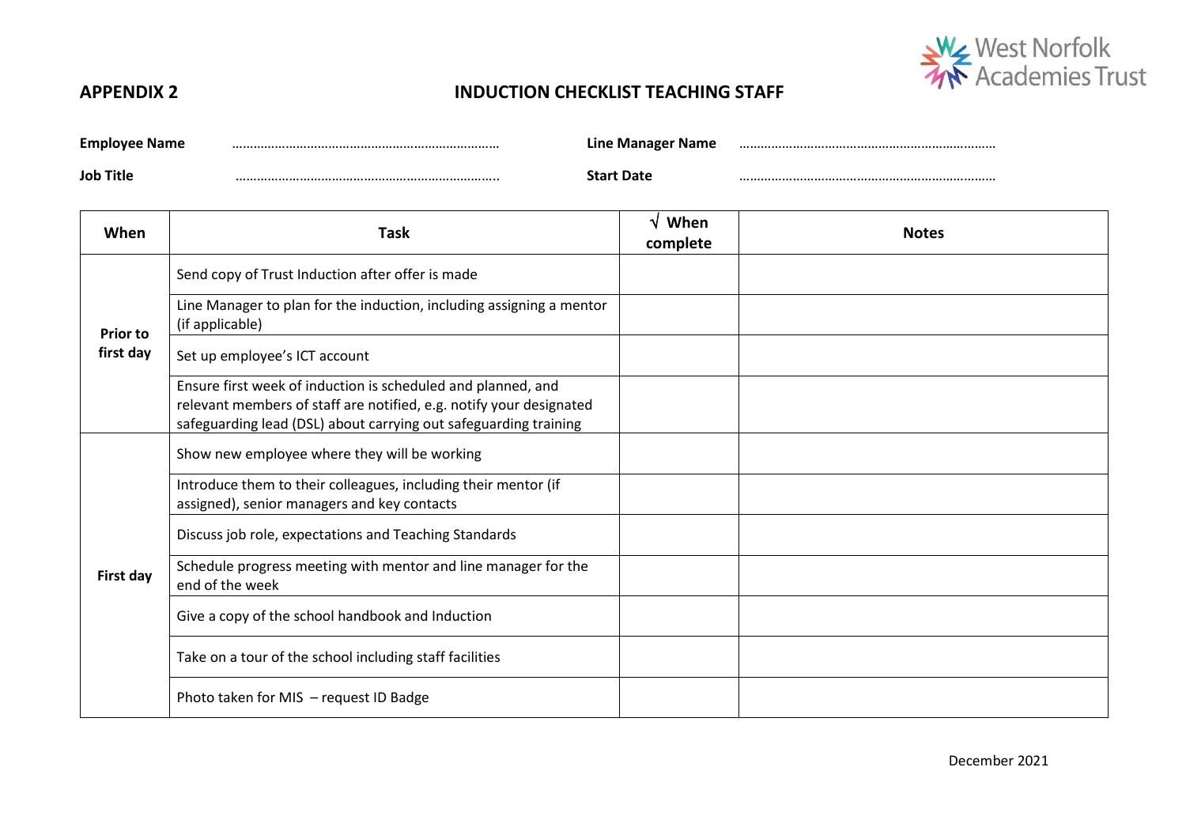**APPENDIX 2**

## INDUCTION CHECKLIST TEACHING STAFF

**Employee Name** ……………………………………………………………… **Line Manager Name** ………………………………………………………………

**Job Title** ……………………………………………………………….. **Start Date** ………………………………………………………………

| When | Task | √ When complete | Notes |
|---|---|---|---|
| Prior to first day | Send copy of Trust Induction after offer is made | | |
| | Line Manager to plan for the induction, including assigning a mentor (if applicable) | | |
| | Set up employee's ICT account | | |
| | Ensure first week of induction is scheduled and planned, and relevant members of staff are notified, e.g. notify your designated safeguarding lead (DSL) about carrying out safeguarding training | | |
| First day | Show new employee where they will be working | | |
| | Introduce them to their colleagues, including their mentor (if assigned), senior managers and key contacts | | |
| | Discuss job role, expectations and Teaching Standards | | |
| | Schedule progress meeting with mentor and line manager for the end of the week | | |
| | Give a copy of the school handbook and Induction | | |
| | Take on a tour of the school including staff facilities | | |
| | Photo taken for MIS – request ID Badge | | |

December 2021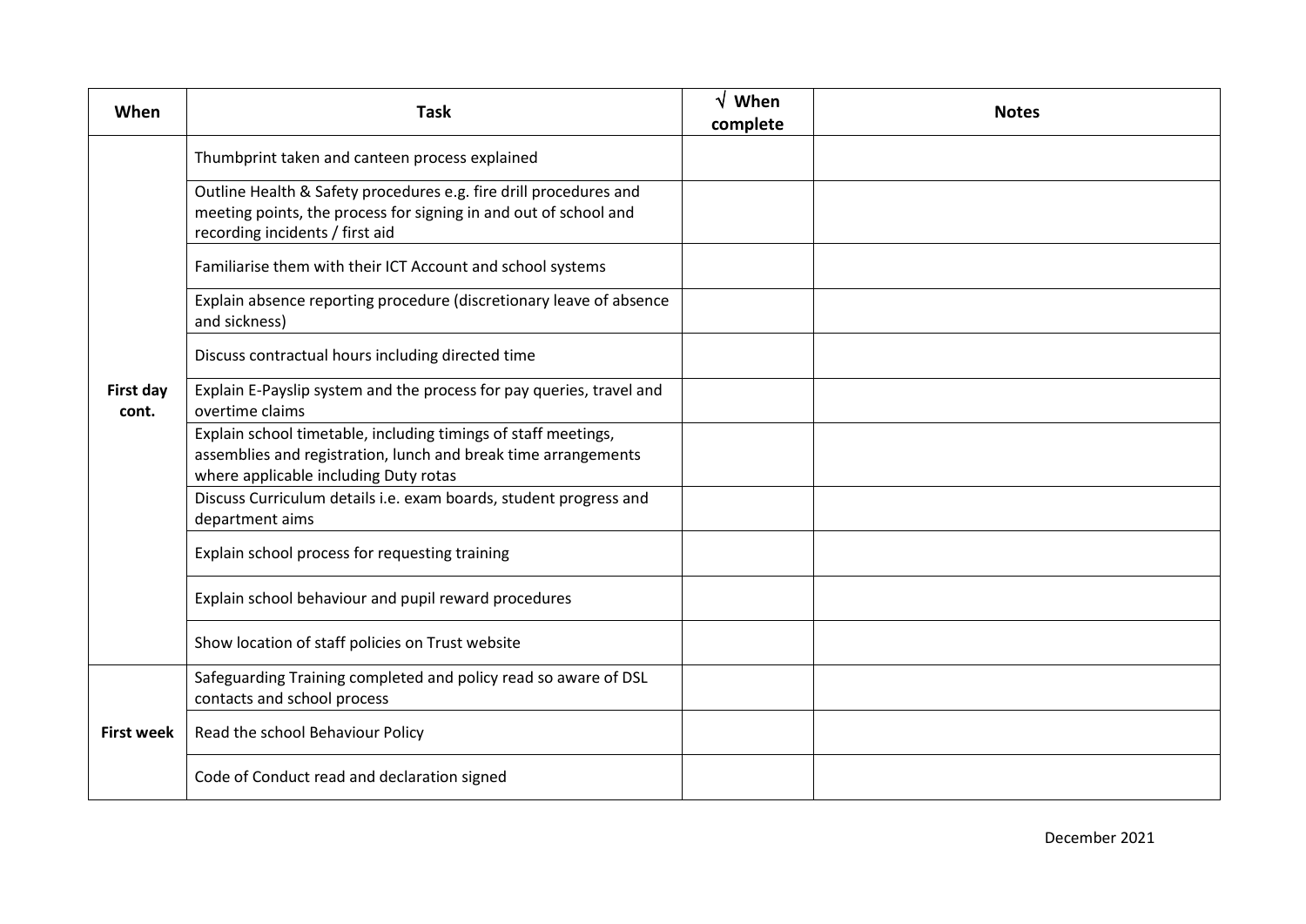| When | Task | √ When complete | Notes |
|---|---|---|---|
| **First day cont.** | Thumbprint taken and canteen process explained | | |
| | Outline Health & Safety procedures e.g. fire drill procedures and meeting points, the process for signing in and out of school and recording incidents / first aid | | |
| | Familiarise them with their ICT Account and school systems | | |
| | Explain absence reporting procedure (discretionary leave of absence and sickness) | | |
| | Discuss contractual hours including directed time | | |
| | Explain E-Payslip system and the process for pay queries, travel and overtime claims | | |
| | Explain school timetable, including timings of staff meetings, assemblies and registration, lunch and break time arrangements where applicable including Duty rotas | | |
| | Discuss Curriculum details i.e. exam boards, student progress and department aims | | |
| | Explain school process for requesting training | | |
| | Explain school behaviour and pupil reward procedures | | |
| | Show location of staff policies on Trust website | | |
| **First week** | Safeguarding Training completed and policy read so aware of DSL contacts and school process | | |
| | Read the school Behaviour Policy | | |
| | Code of Conduct read and declaration signed | | |

December 2021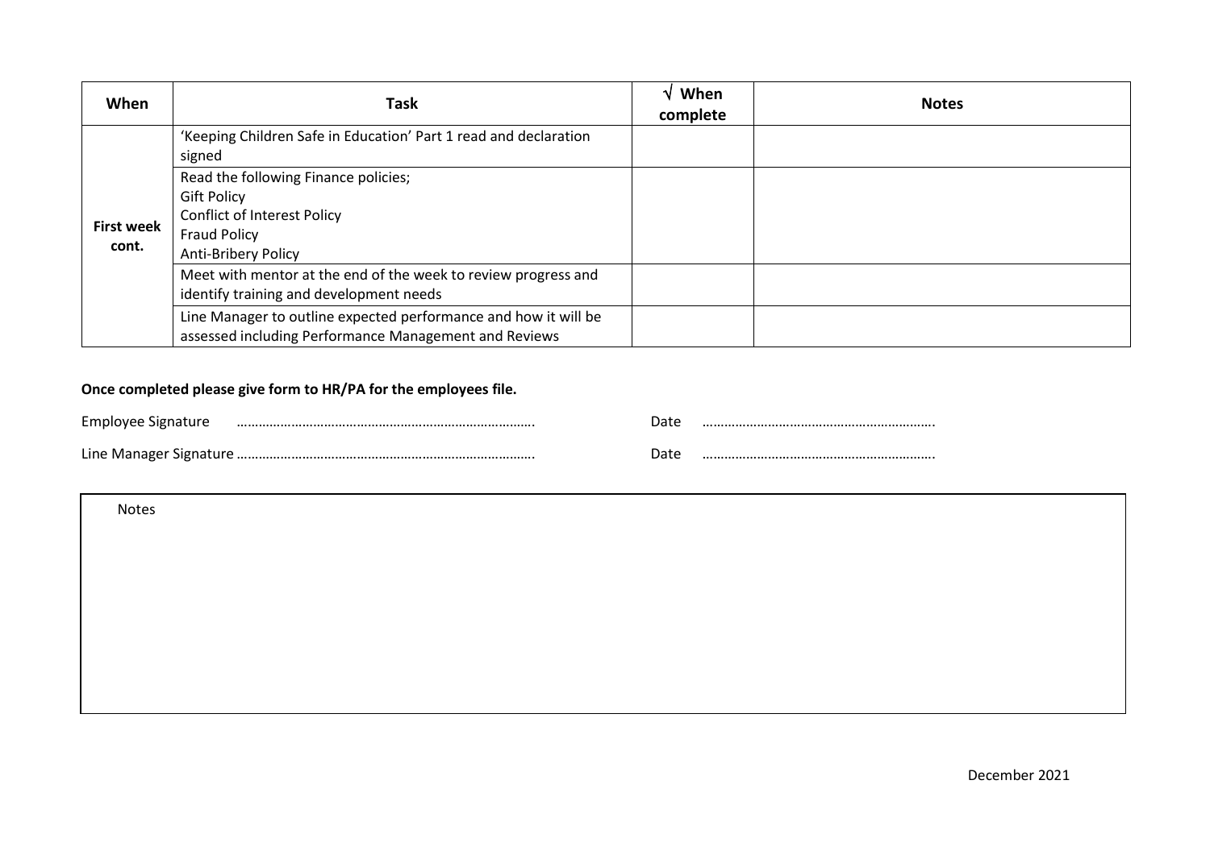| When | Task | √ When complete | Notes |
|---|---|---|---|
| **First week cont.** | 'Keeping Children Safe in Education' Part 1 read and declaration signed | | |
| | Read the following Finance policies;<br>Gift Policy<br>Conflict of Interest Policy<br>Fraud Policy<br>Anti-Bribery Policy | | |
| | Meet with mentor at the end of the week to review progress and identify training and development needs | | |
| | Line Manager to outline expected performance and how it will be assessed including Performance Management and Reviews | | |

**Once completed please give form to HR/PA for the employees file.**

Employee Signature ……………………………………………………………………… Date ……………………………………………………….

Line Manager Signature ……………………………………………………………………… Date ……………………………………………………….

Notes

December 2021